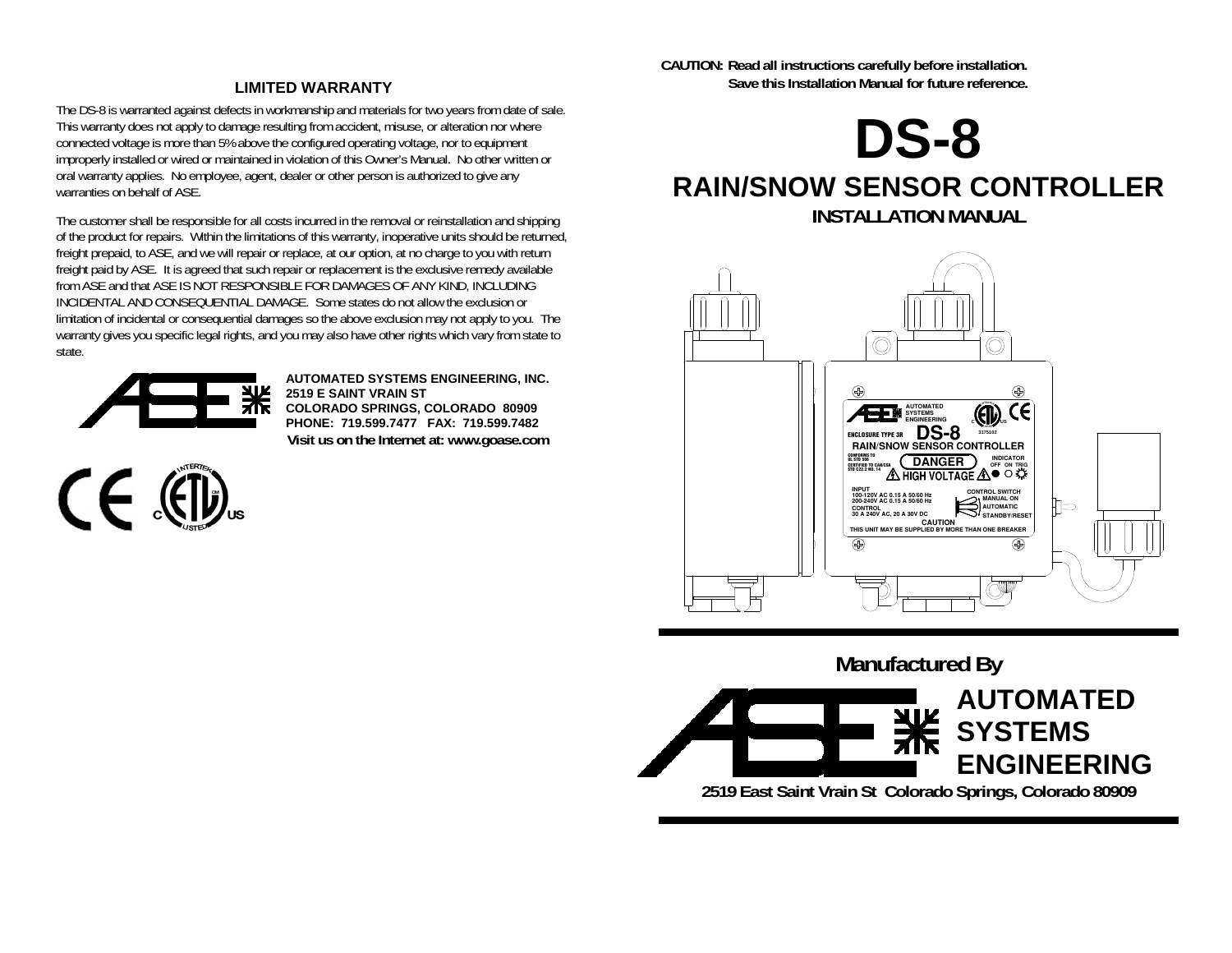## LIMITED WARRANTY

The DS-8 is warranted against defects in workmanship and materials for two years from date of sale. This warranty does not apply to damage resulting from accident, misuse, or alteration nor where connected voltage is more than 5% above the configured operating voltage, nor to equipment improperly installed or wired or maintained in violation of this Owner's Manual. No other written or oral warranty applies. No employee, agent, dealer or other person is authorized to give any warranties on behalf of ASE.

The customer shall be responsible for all costs incurred in the removal or reinstallation and shipping of the product for repairs. Within the limitations of this warranty, inoperative units should be returned, freight prepaid, to ASE, and we will repair or replace, at our option, at no charge to you with return freight paid by ASE. It is agreed that such repair or replacement is the exclusive remedy available from ASE and that ASE IS NOT RESPONSIBLE FOR DAMAGES OF ANY KIND, INCLUDING INCIDENTAL AND CONSEQUENTIAL DAMAGE. Some states do not allow the exclusion or limitation of incidental or consequential damages so the above exclusion may not apply to you. The warranty gives you specific legal rights, and you may also have other rights which vary from state to state.

**AUTOMATED SYSTEMS ENGINEERING, INC.**
**2519 E SAINT VRAIN ST**
**COLORADO SPRINGS, COLORADO 80909**
**PHONE: 719.599.7477 FAX: 719.599.7482**
**Visit us on the Internet at: www.goase.com**

**CAUTION: Read all instructions carefully before installation.**
**Save this Installation Manual for future reference.**

# DS-8

## RAIN/SNOW SENSOR CONTROLLER

### INSTALLATION MANUAL

**Manufactured By**

**AUTOMATED SYSTEMS ENGINEERING**

**2519 East Saint Vrain St Colorado Springs, Colorado 80909**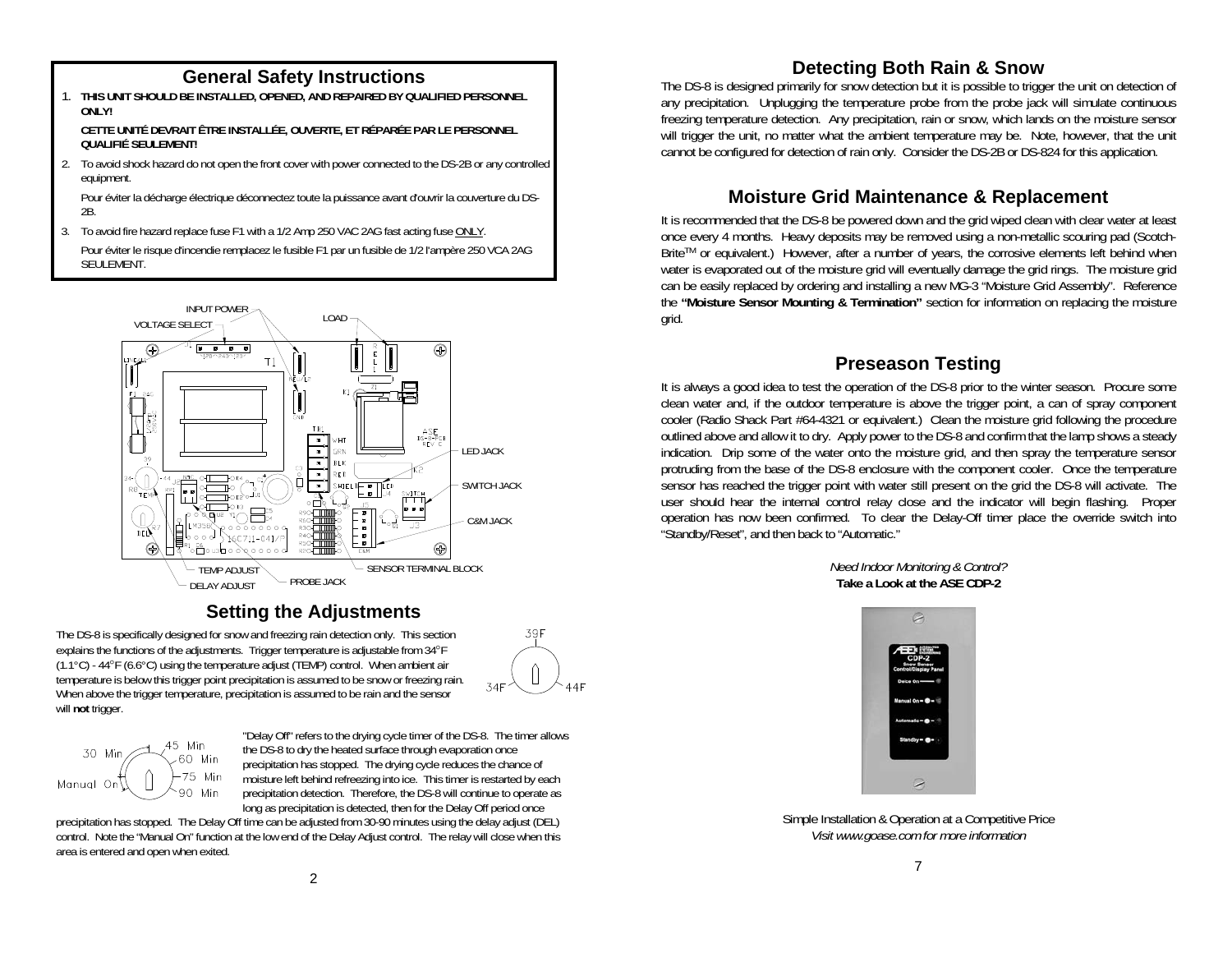## General Safety Instructions

1. **THIS UNIT SHOULD BE INSTALLED, OPENED, AND REPAIRED BY QUALIFIED PERSONNEL ONLY!**

   **CETTE UNITÉ DEVRAIT ÊTRE INSTALLÉE, OUVERTE, ET RÉPARÉE PAR LE PERSONNEL QUALIFIÉ SEULEMENT!**

2. To avoid shock hazard do not open the front cover with power connected to the DS-2B or any controlled equipment.

   Pour éviter la décharge électrique déconnectez toute la puissance avant d'ouvrir la couverture du DS-2B.

3. To avoid fire hazard replace fuse F1 with a 1/2 Amp 250 VAC 2AG fast acting fuse ONLY.

   Pour éviter le risque d'incendie remplacez le fusible F1 par un fusible de 1/2 l'ampère 250 VCA 2AG SEULEMENT.

INPUT POWER, VOLTAGE SELECT, LOAD, LED JACK, SWITCH JACK, C&M JACK, SENSOR TERMINAL BLOCK, PROBE JACK, TEMP ADJUST, DELAY ADJUST

## Setting the Adjustments

The DS-8 is specifically designed for snow and freezing rain detection only. This section explains the functions of the adjustments. Trigger temperature is adjustable from 34°F (1.1°C) - 44°F (6.6°C) using the temperature adjust (TEMP) control. When ambient air temperature is below this trigger point precipitation is assumed to be snow or freezing rain. When above the trigger temperature, precipitation is assumed to be rain and the sensor will **not** trigger.

39F, 34F, 44F

30 Min, 45 Min, 60 Min, 75 Min, 90 Min, Manual On

"Delay Off" refers to the drying cycle timer of the DS-8. The timer allows the DS-8 to dry the heated surface through evaporation once precipitation has stopped. The drying cycle reduces the chance of moisture left behind refreezing into ice. This timer is restarted by each precipitation detection. Therefore, the DS-8 will continue to operate as long as precipitation is detected, then for the Delay Off period once precipitation has stopped. The Delay Off time can be adjusted from 30-90 minutes using the delay adjust (DEL) control. Note the "Manual On" function at the low end of the Delay Adjust control. The relay will close when this area is entered and open when exited.

## Detecting Both Rain & Snow

The DS-8 is designed primarily for snow detection but it is possible to trigger the unit on detection of any precipitation. Unplugging the temperature probe from the probe jack will simulate continuous freezing temperature detection. Any precipitation, rain or snow, which lands on the moisture sensor will trigger the unit, no matter what the ambient temperature may be. Note, however, that the unit cannot be configured for detection of rain only. Consider the DS-2B or DS-824 for this application.

## Moisture Grid Maintenance & Replacement

It is recommended that the DS-8 be powered down and the grid wiped clean with clear water at least once every 4 months. Heavy deposits may be removed using a non-metallic scouring pad (Scotch-Brite™ or equivalent.) However, after a number of years, the corrosive elements left behind when water is evaporated out of the moisture grid will eventually damage the grid rings. The moisture grid can be easily replaced by ordering and installing a new MG-3 "Moisture Grid Assembly". Reference the **"Moisture Sensor Mounting & Termination"** section for information on replacing the moisture grid.

## Preseason Testing

It is always a good idea to test the operation of the DS-8 prior to the winter season. Procure some clean water and, if the outdoor temperature is above the trigger point, a can of spray component cooler (Radio Shack Part #64-4321 or equivalent.) Clean the moisture grid following the procedure outlined above and allow it to dry. Apply power to the DS-8 and confirm that the lamp shows a steady indication. Drip some of the water onto the moisture grid, and then spray the temperature sensor protruding from the base of the DS-8 enclosure with the component cooler. Once the temperature sensor has reached the trigger point with water still present on the grid the DS-8 will activate. The user should hear the internal control relay close and the indicator will begin flashing. Proper operation has now been confirmed. To clear the Delay-Off timer place the override switch into "Standby/Reset", and then back to "Automatic."

*Need Indoor Monitoring & Control?*
**Take a Look at the ASE CDP-2**

Simple Installation & Operation at a Competitive Price
*Visit www.goase.com for more information*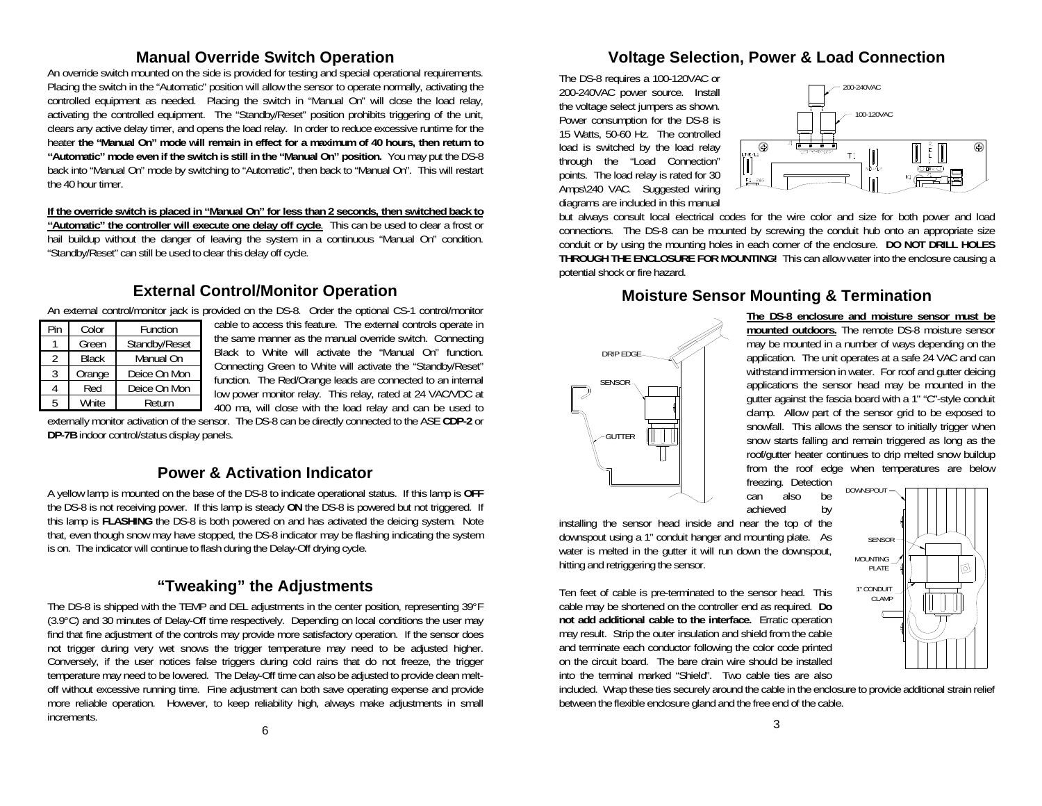## Manual Override Switch Operation

An override switch mounted on the side is provided for testing and special operational requirements. Placing the switch in the "Automatic" position will allow the sensor to operate normally, activating the controlled equipment as needed. Placing the switch in "Manual On" will close the load relay, activating the controlled equipment. The "Standby/Reset" position prohibits triggering of the unit, clears any active delay timer, and opens the load relay. In order to reduce excessive runtime for the heater **the "Manual On" mode will remain in effect for a maximum of 40 hours, then return to "Automatic" mode even if the switch is still in the "Manual On" position.** You may put the DS-8 back into "Manual On" mode by switching to "Automatic", then back to "Manual On". This will restart the 40 hour timer.

**If the override switch is placed in "Manual On" for less than 2 seconds, then switched back to "Automatic" the controller will execute one delay off cycle.** This can be used to clear a frost or hail buildup without the danger of leaving the system in a continuous "Manual On" condition. "Standby/Reset" can still be used to clear this delay off cycle.

## External Control/Monitor Operation

An external control/monitor jack is provided on the DS-8. Order the optional CS-1 control/monitor cable to access this feature. The external controls operate in the same manner as the manual override switch. Connecting Black to White will activate the "Manual On" function. Connecting Green to White will activate the "Standby/Reset" function. The Red/Orange leads are connected to an internal low power monitor relay. This relay, rated at 24 VAC/VDC at 400 ma, will close with the load relay and can be used to externally monitor activation of the sensor. The DS-8 can be directly connected to the ASE **CDP-2** or **DP-7B** indoor control/status display panels.

| Pin | Color | Function |
|---|---|---|
| 1 | Green | Standby/Reset |
| 2 | Black | Manual On |
| 3 | Orange | Deice On Mon |
| 4 | Red | Deice On Mon |
| 5 | White | Return |

## Power & Activation Indicator

A yellow lamp is mounted on the base of the DS-8 to indicate operational status. If this lamp is **OFF** the DS-8 is not receiving power. If this lamp is steady **ON** the DS-8 is powered but not triggered. If this lamp is **FLASHING** the DS-8 is both powered on and has activated the deicing system. Note that, even though snow may have stopped, the DS-8 indicator may be flashing indicating the system is on. The indicator will continue to flash during the Delay-Off drying cycle.

## "Tweaking" the Adjustments

The DS-8 is shipped with the TEMP and DEL adjustments in the center position, representing 39°F (3.9°C) and 30 minutes of Delay-Off time respectively. Depending on local conditions the user may find that fine adjustment of the controls may provide more satisfactory operation. If the sensor does not trigger during very wet snows the trigger temperature may need to be adjusted higher. Conversely, if the user notices false triggers during cold rains that do not freeze, the trigger temperature may need to be lowered. The Delay-Off time can also be adjusted to provide clean melt-off without excessive running time. Fine adjustment can both save operating expense and provide more reliable operation. However, to keep reliability high, always make adjustments in small increments.

## Voltage Selection, Power & Load Connection

The DS-8 requires a 100-120VAC or 200-240VAC power source. Install the voltage select jumpers as shown. Power consumption for the DS-8 is 15 Watts, 50-60 Hz. The controlled load is switched by the load relay through the "Load Connection" points. The load relay is rated for 30 Amps\240 VAC. Suggested wiring diagrams are included in this manual but always consult local electrical codes for the wire color and size for both power and load connections. The DS-8 can be mounted by screwing the conduit hub onto an appropriate size conduit or by using the mounting holes in each corner of the enclosure. **DO NOT DRILL HOLES THROUGH THE ENCLOSURE FOR MOUNTING!** This can allow water into the enclosure causing a potential shock or fire hazard.

200-240VAC

100-120VAC

## Moisture Sensor Mounting & Termination

**The DS-8 enclosure and moisture sensor must be mounted outdoors.** The remote DS-8 moisture sensor may be mounted in a number of ways depending on the application. The unit operates at a safe 24 VAC and can withstand immersion in water. For roof and gutter deicing applications the sensor head may be mounted in the gutter against the fascia board with a 1" "C"-style conduit clamp. Allow part of the sensor grid to be exposed to snowfall. This allows the sensor to initially trigger when snow starts falling and remain triggered as long as the roof/gutter heater continues to drip melted snow buildup from the roof edge when temperatures are below freezing. Detection can also be achieved by installing the sensor head inside and near the top of the downspout using a 1" conduit hanger and mounting plate. As water is melted in the gutter it will run down the downspout, hitting and retriggering the sensor.

DRIP EDGE

SENSOR

GUTTER

DOWNSPOUT

SENSOR

MOUNTING PLATE

1" CONDUIT CLAMP

Ten feet of cable is pre-terminated to the sensor head. This cable may be shortened on the controller end as required. **Do not add additional cable to the interface.** Erratic operation may result. Strip the outer insulation and shield from the cable and terminate each conductor following the color code printed on the circuit board. The bare drain wire should be installed into the terminal marked "Shield". Two cable ties are also included. Wrap these ties securely around the cable in the enclosure to provide additional strain relief between the flexible enclosure gland and the free end of the cable.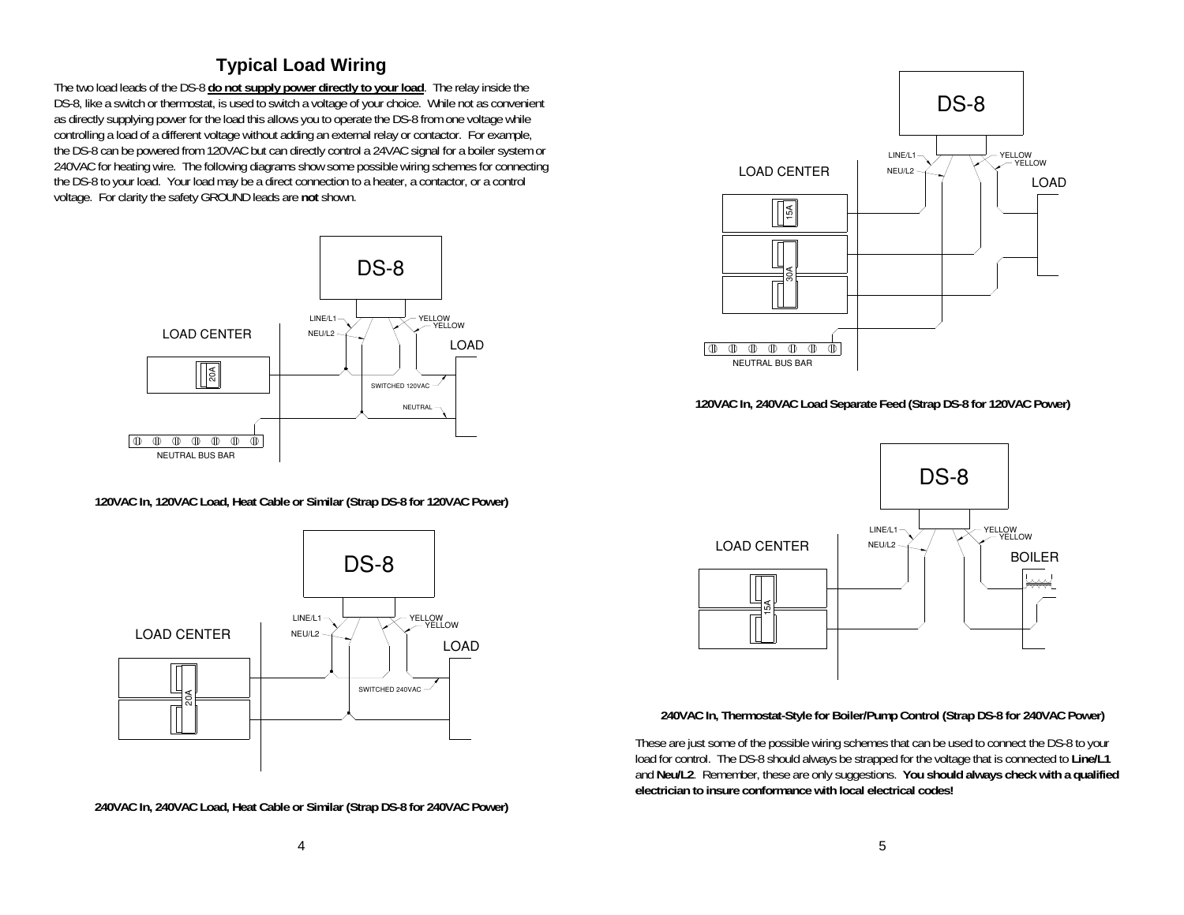## Typical Load Wiring

The two load leads of the DS-8 **do not supply power directly to your load**. The relay inside the DS-8, like a switch or thermostat, is used to switch a voltage of your choice. While not as convenient as directly supplying power for the load this allows you to operate the DS-8 from one voltage while controlling a load of a different voltage without adding an external relay or contactor. For example, the DS-8 can be powered from 120VAC but can directly control a 24VAC signal for a boiler system or 240VAC for heating wire. The following diagrams show some possible wiring schemes for connecting the DS-8 to your load. Your load may be a direct connection to a heater, a contactor, or a control voltage. For clarity the safety GROUND leads are **not** shown.

DS-8
LINE/L1
NEU/L2
YELLOW
YELLOW
LOAD CENTER
LOAD
20A
SWITCHED 120VAC
NEUTRAL
NEUTRAL BUS BAR

**120VAC In, 120VAC Load, Heat Cable or Similar (Strap DS-8 for 120VAC Power)**

DS-8
LINE/L1
NEU/L2
YELLOW
YELLOW
LOAD CENTER
LOAD
20A
SWITCHED 240VAC

**240VAC In, 240VAC Load, Heat Cable or Similar (Strap DS-8 for 240VAC Power)**

DS-8
LINE/L1
NEU/L2
YELLOW
YELLOW
LOAD CENTER
LOAD
15A
30A
NEUTRAL BUS BAR

**120VAC In, 240VAC Load Separate Feed (Strap DS-8 for 120VAC Power)**

DS-8
LINE/L1
NEU/L2
YELLOW
YELLOW
LOAD CENTER
BOILER
15A

**240VAC In, Thermostat-Style for Boiler/Pump Control (Strap DS-8 for 240VAC Power)**

These are just some of the possible wiring schemes that can be used to connect the DS-8 to your load for control. The DS-8 should always be strapped for the voltage that is connected to **Line/L1** and **Neu/L2**. Remember, these are only suggestions. **You should always check with a qualified electrician to insure conformance with local electrical codes!**